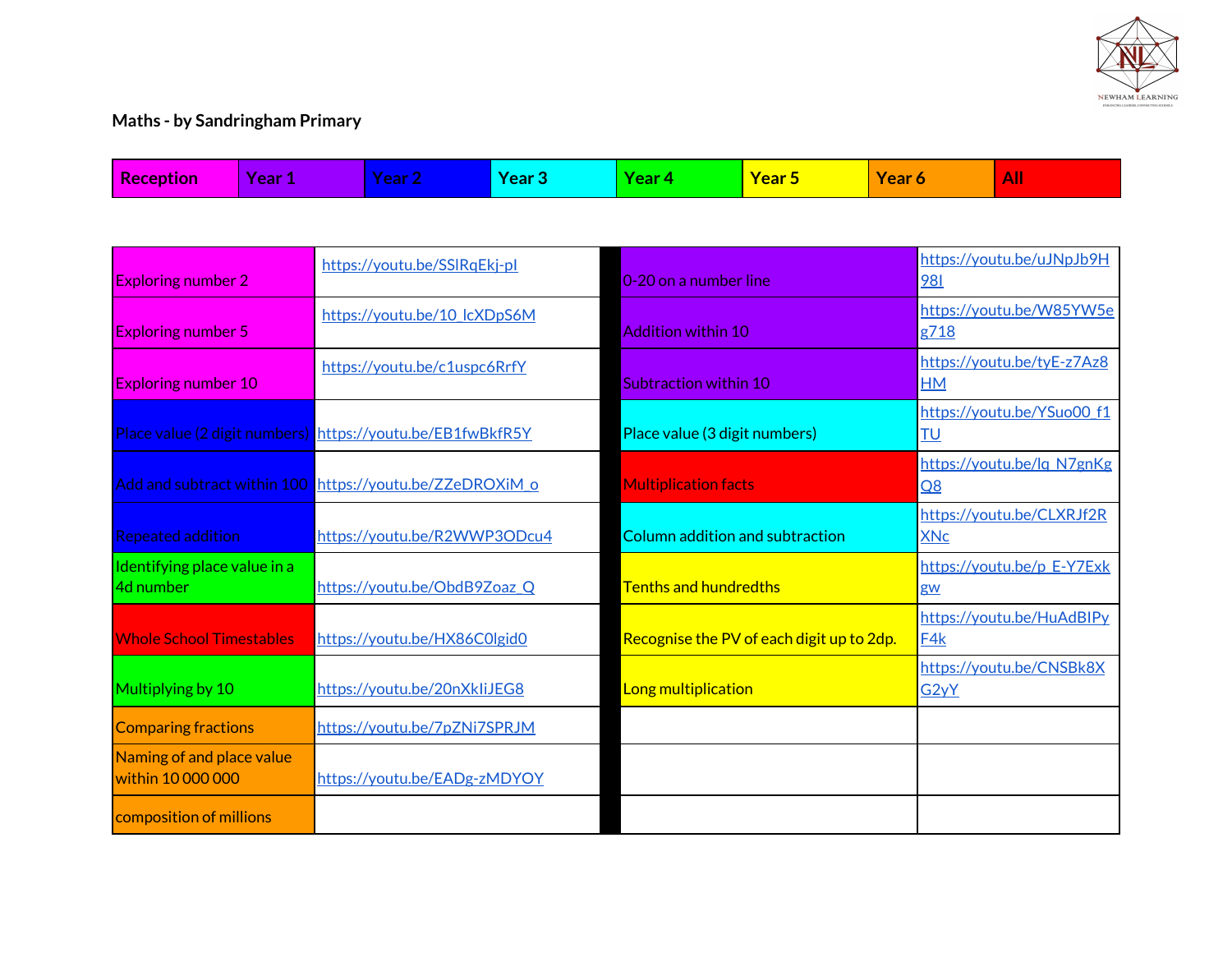**Maths - by Sandringham Primary**

| Reception | Year 1 | Year 2 | Year 3 | Year 4 | Year 5 | Year 6 | All |
|---|---|---|---|---|---|---|---|

| Topic | Link | | Topic | Link |
|---|---|---|---|---|
| Exploring number 2 | https://youtu.be/SSlRqEkj-pI | | 0-20 on a number line | https://youtu.be/uJNpJb9H98I |
| Exploring number 5 | https://youtu.be/10_lcXDpS6M | | Addition within 10 | https://youtu.be/W85YW5eg718 |
| Exploring number 10 | https://youtu.be/c1uspc6RrfY | | Subtraction within 10 | https://youtu.be/tyE-z7Az8HM |
| Place value (2 digit numbers) | https://youtu.be/EB1fwBkfR5Y | | Place value (3 digit numbers) | https://youtu.be/YSuo00_f1TU |
| Add and subtract within 100 | https://youtu.be/ZZeDROXiM_o | | Multiplication facts | https://youtu.be/lq_N7gnKgQ8 |
| Repeated addition | https://youtu.be/R2WWP3ODcu4 | | Column addition and subtraction | https://youtu.be/CLXRJf2RXNc |
| Identifying place value in a 4d number | https://youtu.be/ObdB9Zoaz_Q | | Tenths and hundredths | https://youtu.be/p_E-Y7Exkgw |
| Whole School Timestables | https://youtu.be/HX86C0lgid0 | | Recognise the PV of each digit up to 2dp. | https://youtu.be/HuAdBIPyF4k |
| Multiplying by 10 | https://youtu.be/20nXkIiJEG8 | | Long multiplication | https://youtu.be/CNSBk8XG2yY |
| Comparing fractions | https://youtu.be/7pZNi7SPRJM | | | |
| Naming of and place value within 10 000 000 | https://youtu.be/EADg-zMDYOY | | | |
| composition of millions | | | | |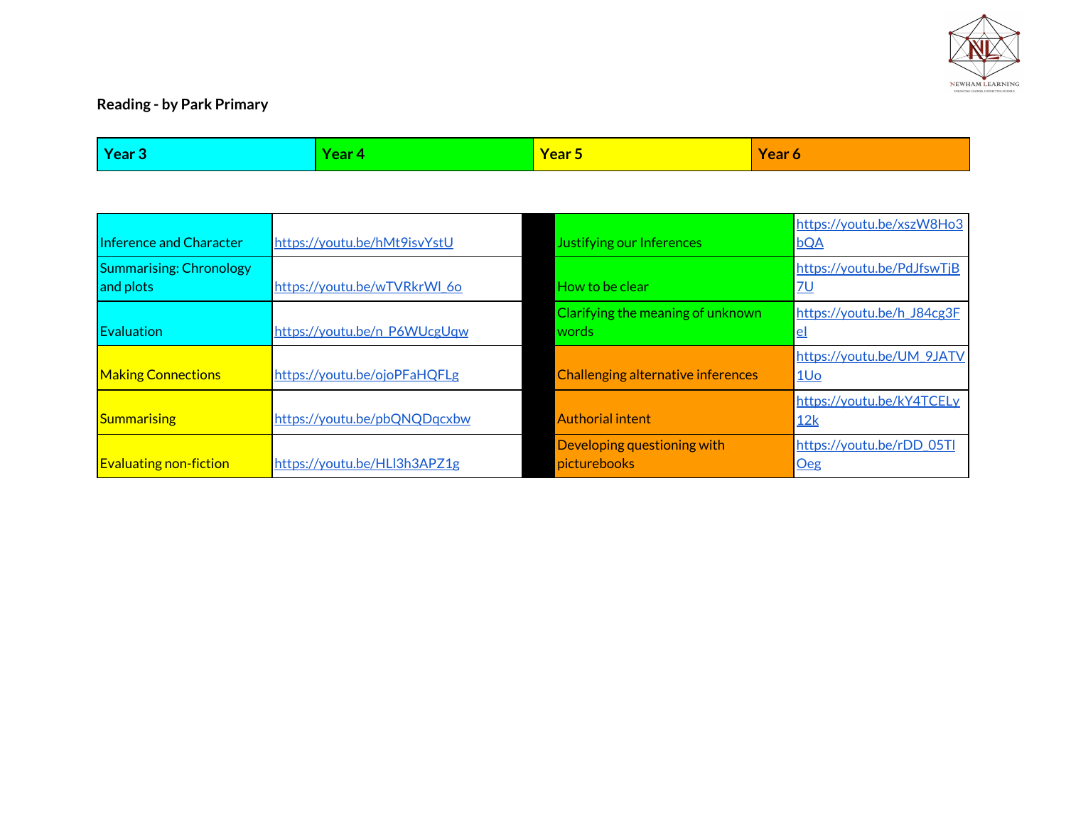**Reading - by Park Primary**

| Year 3 | Year 4 | Year 5 | Year 6 |
|---|---|---|---|

| Topic | Link | Topic | Link |
|---|---|---|---|
| Inference and Character | https://youtu.be/hMt9isvYstU | Justifying our Inferences | https://youtu.be/xszW8Ho3bQA |
| Summarising: Chronology and plots | https://youtu.be/wTVRkrWl_6o | How to be clear | https://youtu.be/PdJfswTjB7U |
| Evaluation | https://youtu.be/n_P6WUcgUqw | Clarifying the meaning of unknown words | https://youtu.be/h_J84cg3Fel |
| Making Connections | https://youtu.be/ojoPFaHQFLg | Challenging alternative inferences | https://youtu.be/UM_9JATV1Uo |
| Summarising | https://youtu.be/pbQNQDqcxbw | Authorial intent | https://youtu.be/kY4TCELy12k |
| Evaluating non-fiction | https://youtu.be/HLl3h3APZ1g | Developing questioning with picturebooks | https://youtu.be/rDD_05TIOeg |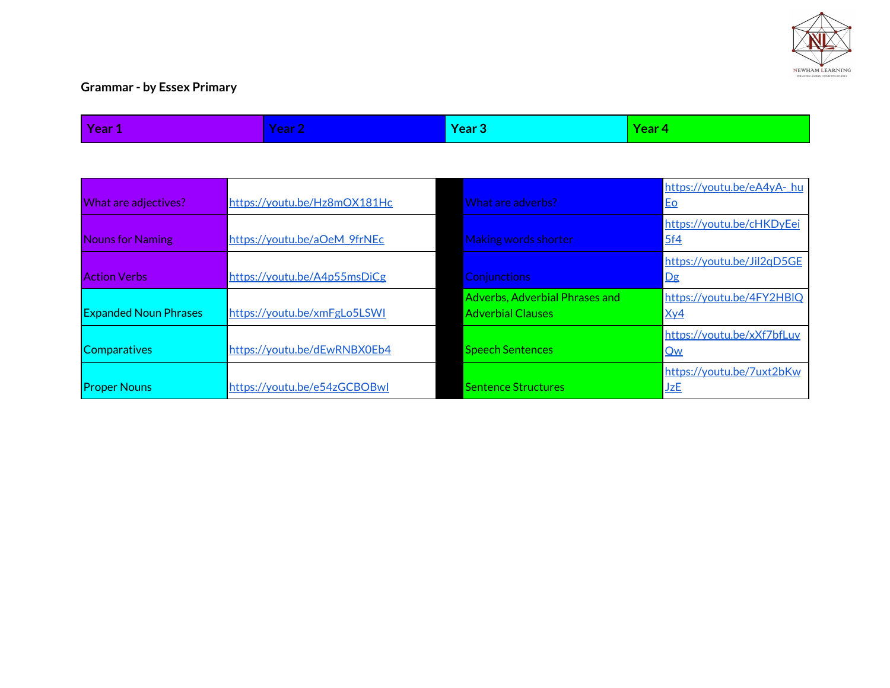**Grammar - by Essex Primary**

| Year 1 | Year 2 | Year 3 | Year 4 |
|---|---|---|---|

| | | | | |
|---|---|---|---|---|
| What are adjectives? | https://youtu.be/Hz8mOX181Hc | | What are adverbs? | https://youtu.be/eA4yA-_huEo |
| Nouns for Naming | https://youtu.be/aOeM_9frNEc | | Making words shorter | https://youtu.be/cHKDyEei5f4 |
| Action Verbs | https://youtu.be/A4p55msDiCg | | Conjunctions | https://youtu.be/Jil2qD5GEDg |
| Expanded Noun Phrases | https://youtu.be/xmFgLo5LSWI | | Adverbs, Adverbial Phrases and Adverbial Clauses | https://youtu.be/4FY2HBlQXy4 |
| Comparatives | https://youtu.be/dEwRNBX0Eb4 | | Speech Sentences | https://youtu.be/xXf7bfLuyQw |
| Proper Nouns | https://youtu.be/e54zGCBOBwI | | Sentence Structures | https://youtu.be/7uxt2bKwJzE |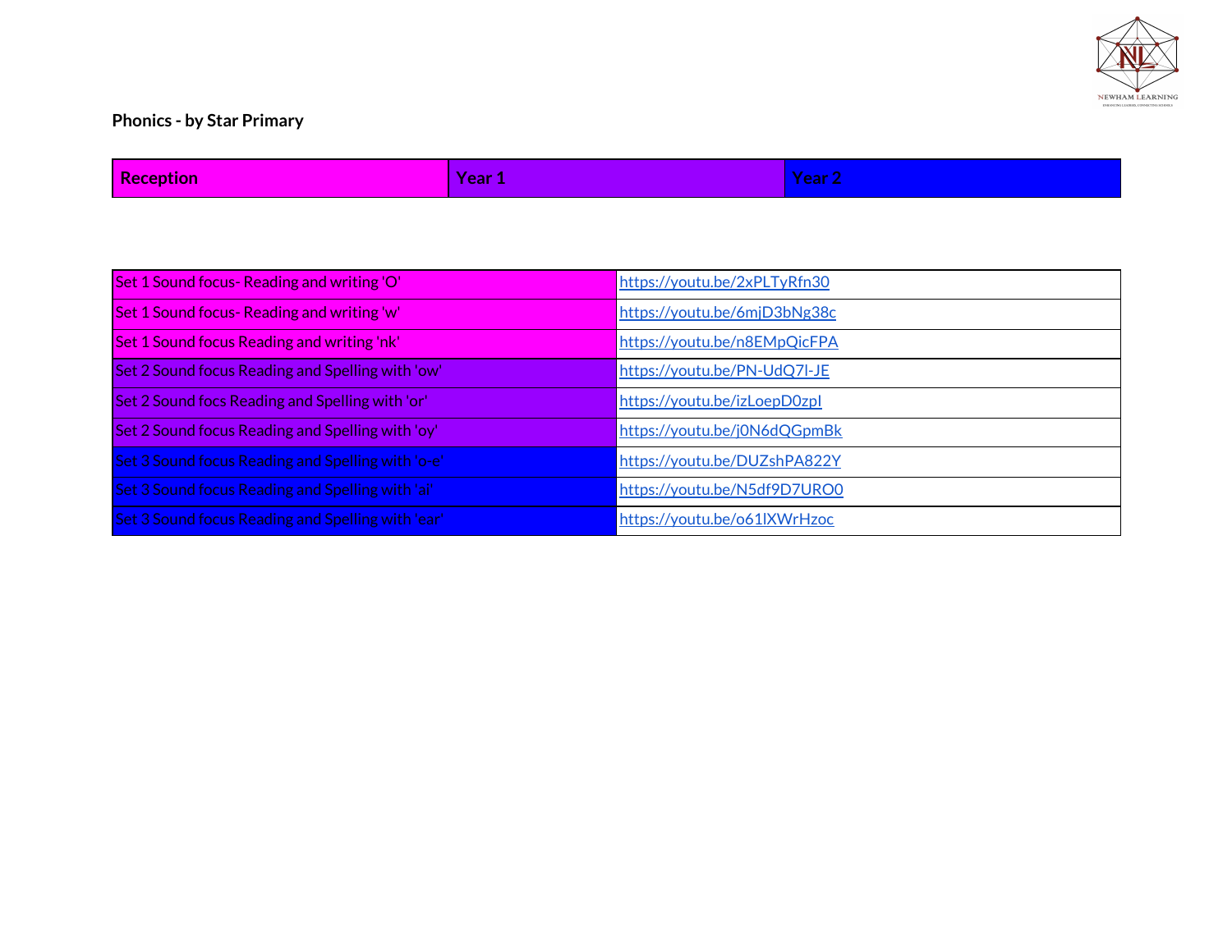**Phonics - by Star Primary**

| Reception | Year 1 | Year 2 |
|---|---|---|

| | |
|---|---|
| Set 1 Sound focus- Reading and writing 'O' | https://youtu.be/2xPLTyRfn30 |
| Set 1 Sound focus- Reading and writing 'w' | https://youtu.be/6mjD3bNg38c |
| Set 1 Sound focus Reading and writing 'nk' | https://youtu.be/n8EMpQicFPA |
| Set 2 Sound focus Reading and Spelling with 'ow' | https://youtu.be/PN-UdQ7l-JE |
| Set 2 Sound focs Reading and Spelling with 'or' | https://youtu.be/izLoepD0zpI |
| Set 2 Sound focus Reading and Spelling with 'oy' | https://youtu.be/j0N6dQGpmBk |
| Set 3 Sound focus Reading and Spelling with 'o-e' | https://youtu.be/DUZshPA822Y |
| Set 3 Sound focus Reading and Spelling with 'ai' | https://youtu.be/N5df9D7URO0 |
| Set 3 Sound focus Reading and Spelling with 'ear' | https://youtu.be/o61lXWrHzoc |